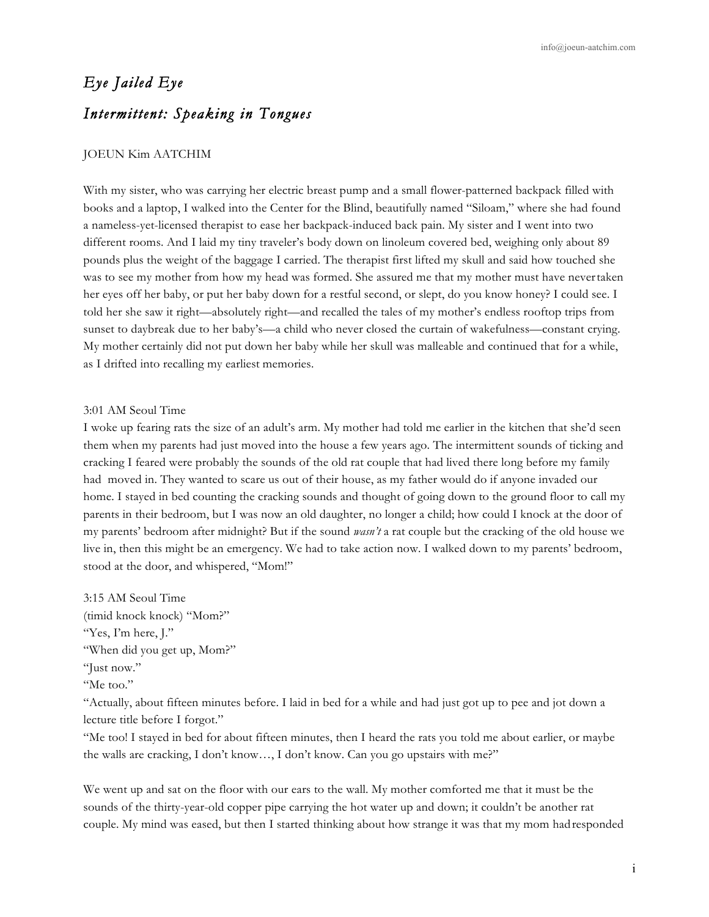# *Eye Jailed Eye*

## *Intermittent: Speaking in Tongues*

JOEUN Kim AATCHIM

With my sister, who was carrying her electric breast pump and a small flower-patterned backpack filled with books and a laptop, I walked into the Center for the Blind, beautifully named "Siloam," where she had found a nameless-yet-licensed therapist to ease her backpack-induced back pain. My sister and I went into two different rooms. And I laid my tiny traveler's body down on linoleum covered bed, weighing only about 89 pounds plus the weight of the baggage I carried. The therapist first lifted my skull and said how touched she was to see my mother from how my head was formed. She assured me that my mother must have never taken her eyes off her baby, or put her baby down for a restful second, or slept, do you know honey? I could see. I told her she saw it right—absolutely right—and recalled the tales of my mother's endless rooftop trips from sunset to daybreak due to her baby's—a child who never closed the curtain of wakefulness—constant crying. My mother certainly did not put down her baby while her skull was malleable and continued that for a while, as I drifted into recalling my earliest memories.

3:01 AM Seoul Time
I woke up fearing rats the size of an adult's arm. My mother had told me earlier in the kitchen that she'd seen them when my parents had just moved into the house a few years ago. The intermittent sounds of ticking and cracking I feared were probably the sounds of the old rat couple that had lived there long before my family had moved in. They wanted to scare us out of their house, as my father would do if anyone invaded our home. I stayed in bed counting the cracking sounds and thought of going down to the ground floor to call my parents in their bedroom, but I was now an old daughter, no longer a child; how could I knock at the door of my parents' bedroom after midnight? But if the sound *wasn't* a rat couple but the cracking of the old house we live in, then this might be an emergency. We had to take action now. I walked down to my parents' bedroom, stood at the door, and whispered, "Mom!"

3:15 AM Seoul Time
(timid knock knock) "Mom?"
"Yes, I'm here, J."
"When did you get up, Mom?"
"Just now."
"Me too."
"Actually, about fifteen minutes before. I laid in bed for a while and had just got up to pee and jot down a lecture title before I forgot."
"Me too! I stayed in bed for about fifteen minutes, then I heard the rats you told me about earlier, or maybe the walls are cracking, I don't know…, I don't know. Can you go upstairs with me?"

We went up and sat on the floor with our ears to the wall. My mother comforted me that it must be the sounds of the thirty-year-old copper pipe carrying the hot water up and down; it couldn't be another rat couple. My mind was eased, but then I started thinking about how strange it was that my mom had responded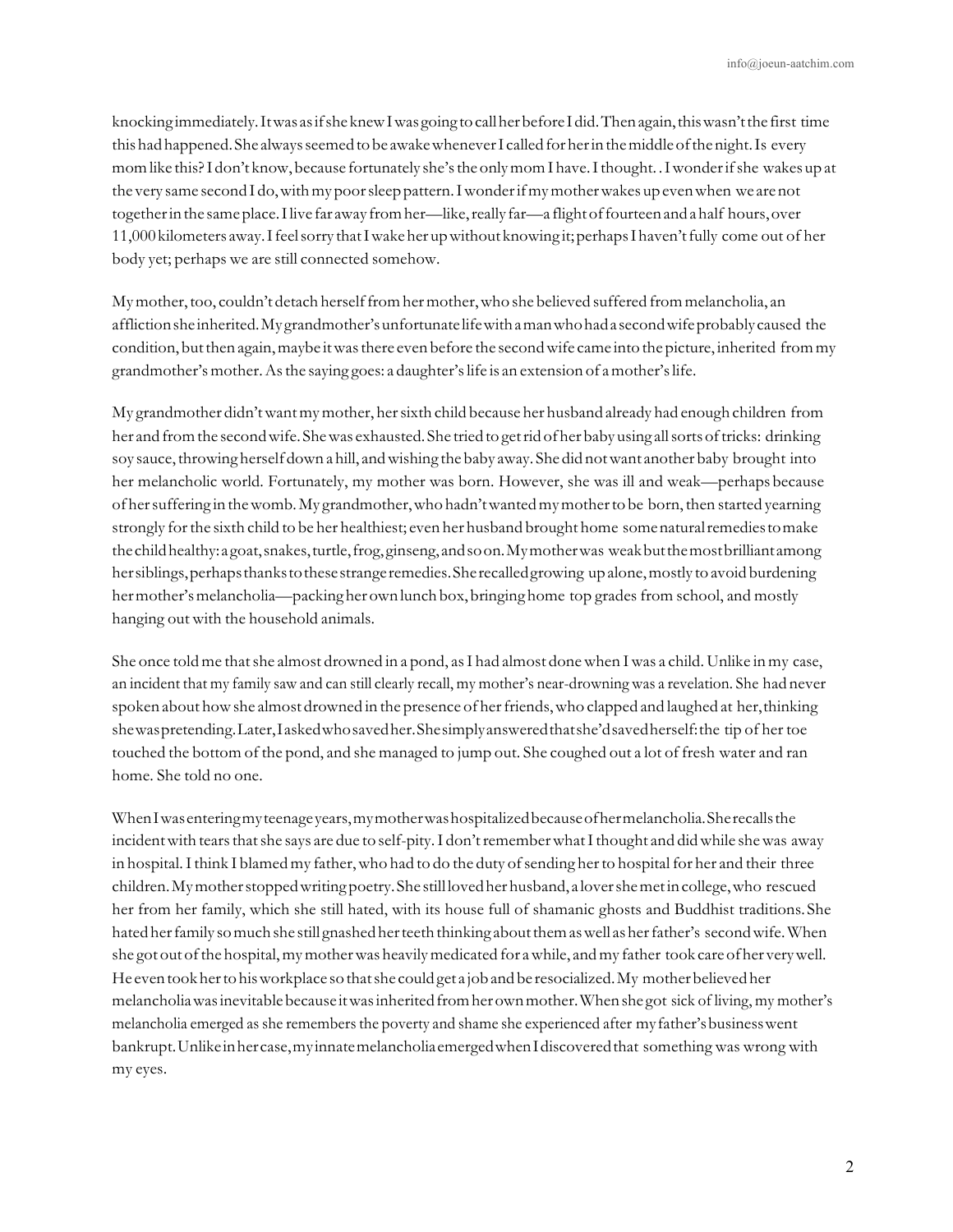knocking immediately. It was as if she knew I was going to call her before I did. Then again, this wasn't the first time this had happened. She always seemed to be awake whenever I called for her in the middle of the night. Is every mom like this? I don't know, because fortunately she's the only mom I have. I thought. . I wonder if she wakes up at the very same second I do, with my poor sleep pattern. I wonder if my mother wakes up even when we are not together in the same place. I live far away from her—like, really far—a flight of fourteen and a half hours, over 11,000 kilometers away. I feel sorry that I wake her up without knowing it; perhaps I haven't fully come out of her body yet; perhaps we are still connected somehow.

My mother, too, couldn't detach herself from her mother, who she believed suffered from melancholia, an affliction she inherited. My grandmother's unfortunate life with a man who had a second wife probably caused the condition, but then again, maybe it was there even before the second wife came into the picture, inherited from my grandmother's mother. As the saying goes: a daughter's life is an extension of a mother's life.

My grandmother didn't want my mother, her sixth child because her husband already had enough children from her and from the second wife. She was exhausted. She tried to get rid of her baby using all sorts of tricks: drinking soy sauce, throwing herself down a hill, and wishing the baby away. She did not want another baby brought into her melancholic world. Fortunately, my mother was born. However, she was ill and weak—perhaps because of her suffering in the womb. My grandmother, who hadn't wanted my mother to be born, then started yearning strongly for the sixth child to be her healthiest; even her husband brought home some natural remedies to make the child healthy: a goat, snakes, turtle, frog, ginseng, and so on. My mother was weak but the most brilliant among her siblings, perhaps thanks to these strange remedies. She recalled growing up alone, mostly to avoid burdening her mother's melancholia—packing her own lunch box, bringing home top grades from school, and mostly hanging out with the household animals.

She once told me that she almost drowned in a pond, as I had almost done when I was a child. Unlike in my case, an incident that my family saw and can still clearly recall, my mother's near-drowning was a revelation. She had never spoken about how she almost drowned in the presence of her friends, who clapped and laughed at her, thinking she was pretending. Later, I asked who saved her. She simply answered that she'd saved herself: the tip of her toe touched the bottom of the pond, and she managed to jump out. She coughed out a lot of fresh water and ran home. She told no one.

When I was entering my teenage years, my mother was hospitalized because of her melancholia. She recalls the incident with tears that she says are due to self-pity. I don't remember what I thought and did while she was away in hospital. I think I blamed my father, who had to do the duty of sending her to hospital for her and their three children. My mother stopped writing poetry. She still loved her husband, a lover she met in college, who rescued her from her family, which she still hated, with its house full of shamanic ghosts and Buddhist traditions. She hated her family so much she still gnashed her teeth thinking about them as well as her father's second wife. When she got out of the hospital, my mother was heavily medicated for a while, and my father took care of her very well. He even took her to his workplace so that she could get a job and be resocialized. My mother believed her melancholia was inevitable because it was inherited from her own mother. When she got sick of living, my mother's melancholia emerged as she remembers the poverty and shame she experienced after my father's business went bankrupt. Unlike in her case, my innate melancholia emerged when I discovered that something was wrong with my eyes.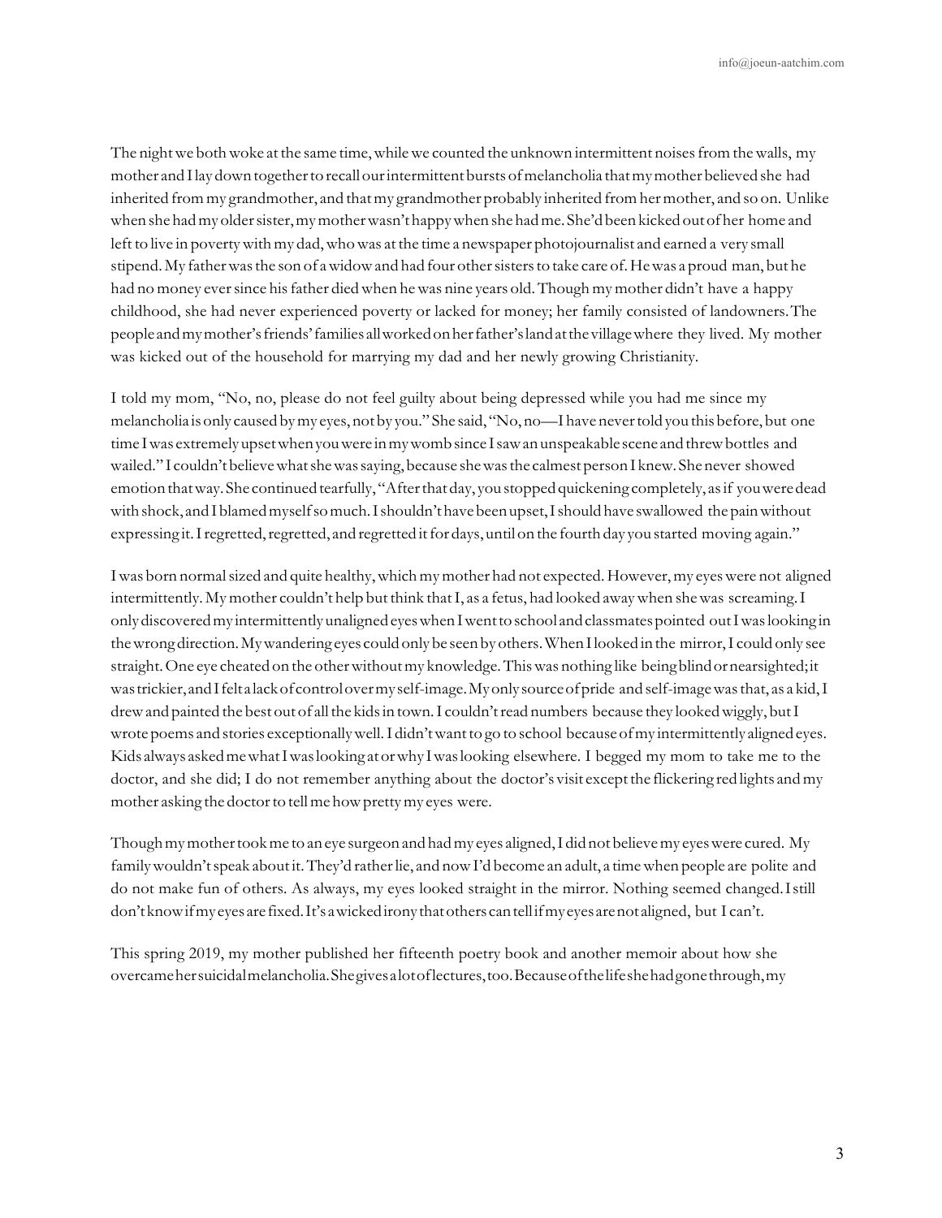The night we both woke at the same time, while we counted the unknown intermittent noises from the walls, my mother and I lay down together to recall our intermittent bursts of melancholia that my mother believed she had inherited from my grandmother, and that my grandmother probably inherited from her mother, and so on. Unlike when she had my older sister, my mother wasn't happy when she had me. She'd been kicked out of her home and left to live in poverty with my dad, who was at the time a newspaper photojournalist and earned a very small stipend. My father was the son of a widow and had four other sisters to take care of. He was a proud man, but he had no money ever since his father died when he was nine years old. Though my mother didn't have a happy childhood, she had never experienced poverty or lacked for money; her family consisted of landowners. The people and my mother's friends' families all worked on her father's land at the village where they lived. My mother was kicked out of the household for marrying my dad and her newly growing Christianity.

I told my mom, "No, no, please do not feel guilty about being depressed while you had me since my melancholia is only caused by my eyes, not by you." She said, "No, no—I have never told you this before, but one time I was extremely upset when you were in my womb since I saw an unspeakable scene and threw bottles and wailed." I couldn't believe what she was saying, because she was the calmest person I knew. She never showed emotion that way. She continued tearfully, "After that day, you stopped quickening completely, as if you were dead with shock, and I blamed myself so much. I shouldn't have been upset, I should have swallowed the pain without expressing it. I regretted, regretted, and regretted it for days, until on the fourth day you started moving again."

I was born normal sized and quite healthy, which my mother had not expected. However, my eyes were not aligned intermittently. My mother couldn't help but think that I, as a fetus, had looked away when she was screaming. I only discovered my intermittently unaligned eyes when I went to school and classmates pointed out I was looking in the wrong direction. My wandering eyes could only be seen by others. When I looked in the mirror, I could only see straight. One eye cheated on the other without my knowledge. This was nothing like being blind or nearsighted; it was trickier, and I felt a lack of control over my self-image. My only source of pride and self-image was that, as a kid, I drew and painted the best out of all the kids in town. I couldn't read numbers because they looked wiggly, but I wrote poems and stories exceptionally well. I didn't want to go to school because of my intermittently aligned eyes. Kids always asked me what I was looking at or why I was looking elsewhere. I begged my mom to take me to the doctor, and she did; I do not remember anything about the doctor's visit except the flickering red lights and my mother asking the doctor to tell me how pretty my eyes were.

Though my mother took me to an eye surgeon and had my eyes aligned, I did not believe my eyes were cured. My family wouldn't speak about it. They'd rather lie, and now I'd become an adult, a time when people are polite and do not make fun of others. As always, my eyes looked straight in the mirror. Nothing seemed changed. I still don't know if my eyes are fixed. It's a wicked irony that others can tell if my eyes are not aligned, but I can't.

This spring 2019, my mother published her fifteenth poetry book and another memoir about how she overcame her suicidal melancholia. She gives a lot of lectures, too. Because of the life she had gone through, my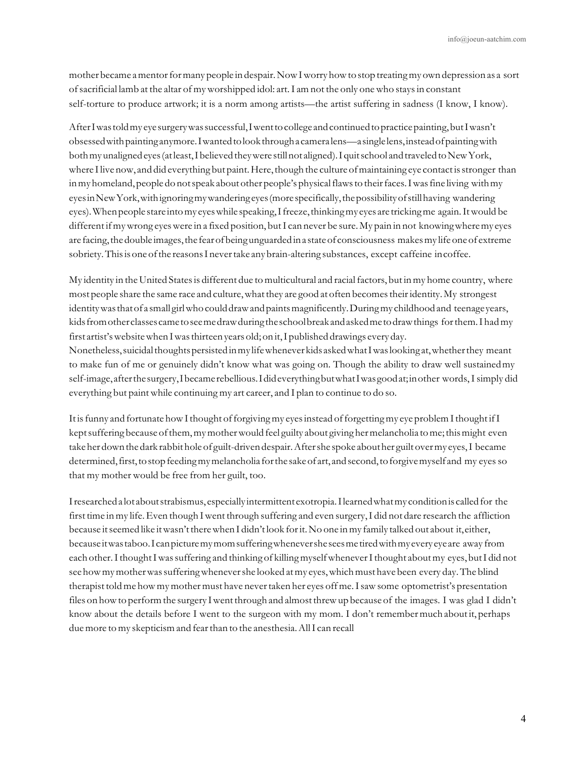mother became a mentor for many people in despair. Now I worry how to stop treating my own depression as a sort of sacrificial lamb at the altar of my worshipped idol: art. I am not the only one who stays in constant self-torture to produce artwork; it is a norm among artists—the artist suffering in sadness (I know, I know).

After I was told my eye surgery was successful, I went to college and continued to practice painting, but I wasn't obsessed with painting anymore. I wanted to look through a camera lens—a single lens, instead of painting with both my unaligned eyes (at least, I believed they were still not aligned). I quit school and traveled to New York, where I live now, and did everything but paint. Here, though the culture of maintaining eye contact is stronger than in my homeland, people do not speak about other people's physical flaws to their faces. I was fine living with my eyes in New York, with ignoring my wandering eyes (more specifically, the possibility of still having wandering eyes). When people stare into my eyes while speaking, I freeze, thinking my eyes are tricking me again. It would be different if my wrong eyes were in a fixed position, but I can never be sure. My pain in not knowing where my eyes are facing, the double images, the fear of being unguarded in a state of consciousness makes my life one of extreme sobriety. This is one of the reasons I never take any brain-altering substances, except caffeine in coffee.

My identity in the United States is different due to multicultural and racial factors, but in my home country, where most people share the same race and culture, what they are good at often becomes their identity. My strongest identity was that of a small girl who could draw and paints magnificently. During my childhood and teenage years, kids from other classes came to see me draw during the school break and asked me to draw things for them. I had my first artist's website when I was thirteen years old; on it, I published drawings every day.
Nonetheless, suicidal thoughts persisted in my life whenever kids asked what I was looking at, whether they meant to make fun of me or genuinely didn't know what was going on. Though the ability to draw well sustained my self-image, after the surgery, I became rebellious. I did everything but what I was good at; in other words, I simply did everything but paint while continuing my art career, and I plan to continue to do so.

It is funny and fortunate how I thought of forgiving my eyes instead of forgetting my eye problem I thought if I kept suffering because of them, my mother would feel guilty about giving her melancholia to me; this might even take her down the dark rabbit hole of guilt-driven despair. After she spoke about her guilt over my eyes, I became determined, first, to stop feeding my melancholia for the sake of art, and second, to forgive myself and my eyes so that my mother would be free from her guilt, too.

I researched a lot about strabismus, especially intermittent exotropia. I learned what my condition is called for the first time in my life. Even though I went through suffering and even surgery, I did not dare research the affliction because it seemed like it wasn't there when I didn't look for it. No one in my family talked out about it, either, because it was taboo. I can picture my mom suffering whenever she sees me tired with my every eye are away from each other. I thought I was suffering and thinking of killing myself whenever I thought about my eyes, but I did not see how my mother was suffering whenever she looked at my eyes, which must have been every day. The blind therapist told me how my mother must have never taken her eyes off me. I saw some optometrist's presentation files on how to perform the surgery I went through and almost threw up because of the images. I was glad I didn't know about the details before I went to the surgeon with my mom. I don't remember much about it, perhaps due more to my skepticism and fear than to the anesthesia. All I can recall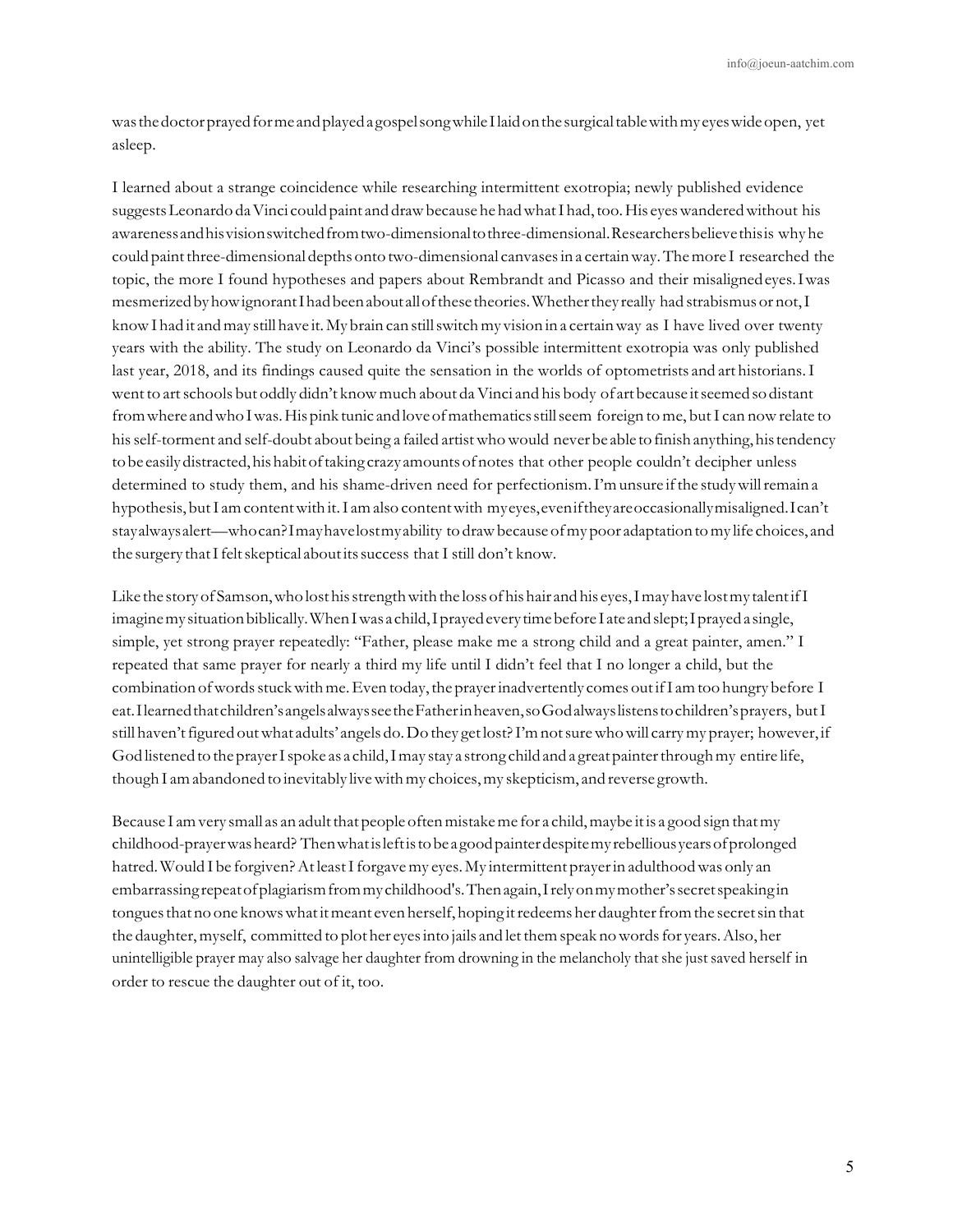was the doctor prayed for me and played a gospel song while I laid on the surgical table with my eyes wide open, yet asleep.

I learned about a strange coincidence while researching intermittent exotropia; newly published evidence suggests Leonardo da Vinci could paint and draw because he had what I had, too. His eyes wandered without his awareness and his vision switched from two-dimensional to three-dimensional. Researchers believe this is why he could paint three-dimensional depths onto two-dimensional canvases in a certain way. The more I researched the topic, the more I found hypotheses and papers about Rembrandt and Picasso and their misaligned eyes. I was mesmerized by how ignorant I had been about all of these theories. Whether they really had strabismus or not, I know I had it and may still have it. My brain can still switch my vision in a certain way as I have lived over twenty years with the ability. The study on Leonardo da Vinci's possible intermittent exotropia was only published last year, 2018, and its findings caused quite the sensation in the worlds of optometrists and art historians. I went to art schools but oddly didn't know much about da Vinci and his body of art because it seemed so distant from where and who I was. His pink tunic and love of mathematics still seem foreign to me, but I can now relate to his self-torment and self-doubt about being a failed artist who would never be able to finish anything, his tendency to be easily distracted, his habit of taking crazy amounts of notes that other people couldn't decipher unless determined to study them, and his shame-driven need for perfectionism. I'm unsure if the study will remain a hypothesis, but I am content with it. I am also content with my eyes, even if they are occasionally misaligned. I can't stay always alert—who can? I may have lost my ability to draw because of my poor adaptation to my life choices, and the surgery that I felt skeptical about its success that I still don't know.

Like the story of Samson, who lost his strength with the loss of his hair and his eyes, I may have lost my talent if I imagine my situation biblically. When I was a child, I prayed every time before I ate and slept; I prayed a single, simple, yet strong prayer repeatedly: "Father, please make me a strong child and a great painter, amen." I repeated that same prayer for nearly a third my life until I didn't feel that I no longer a child, but the combination of words stuck with me. Even today, the prayer inadvertently comes out if I am too hungry before I eat. I learned that children's angels always see the Father in heaven, so God always listens to children's prayers, but I still haven't figured out what adults' angels do. Do they get lost? I'm not sure who will carry my prayer; however, if God listened to the prayer I spoke as a child, I may stay a strong child and a great painter through my entire life, though I am abandoned to inevitably live with my choices, my skepticism, and reverse growth.

Because I am very small as an adult that people often mistake me for a child, maybe it is a good sign that my childhood-prayer was heard? Then what is left is to be a good painter despite my rebellious years of prolonged hatred. Would I be forgiven? At least I forgave my eyes. My intermittent prayer in adulthood was only an embarrassing repeat of plagiarism from my childhood's. Then again, I rely on my mother's secret speaking in tongues that no one knows what it meant even herself, hoping it redeems her daughter from the secret sin that the daughter, myself, committed to plot her eyes into jails and let them speak no words for years. Also, her unintelligible prayer may also salvage her daughter from drowning in the melancholy that she just saved herself in order to rescue the daughter out of it, too.